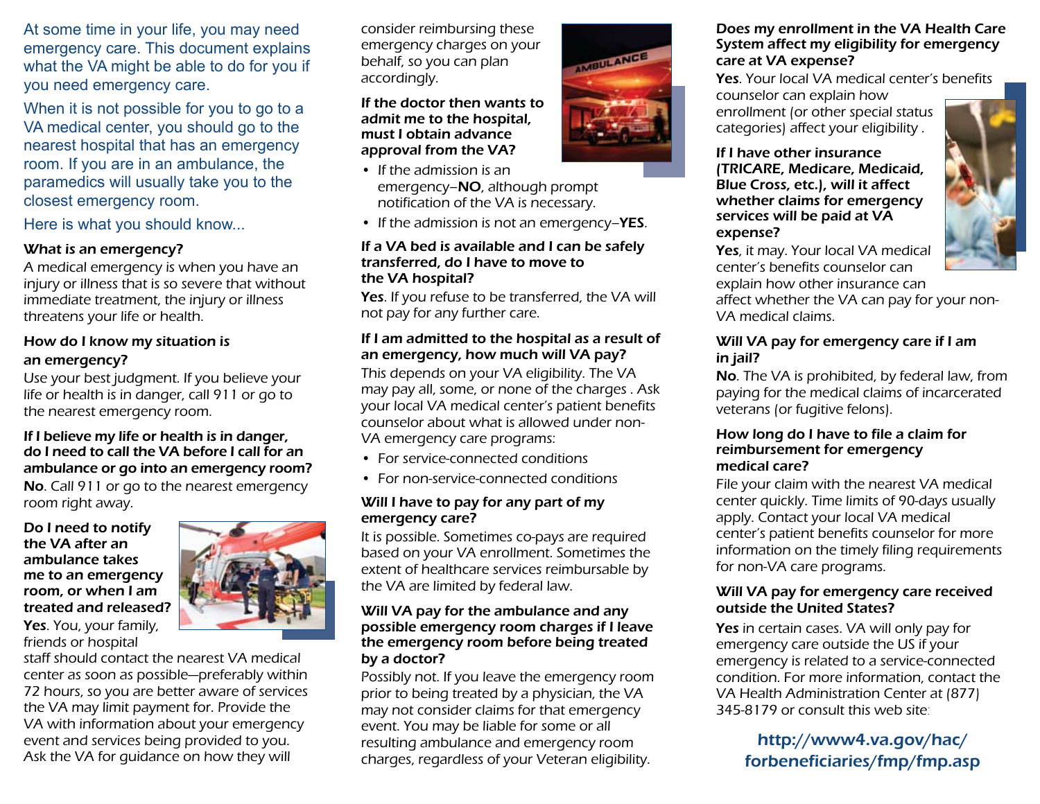At some time in your life, you may need emergency care. This document explains what the VA might be able to do for you if you need emergency care.

When it is not possible for you to go to a VA medical center, you should go to the nearest hospital that has an emergency room. If you are in an ambulance, the paramedics will usually take you to the closest emergency room.

Here is what you should know...

**What is an emergency?**

A medical emergency is when you have an injury or illness that is so severe that without immediate treatment, the injury or illness threatens your life or health.

**How do I know my situation is an emergency?**

Use your best judgment. If you believe your life or health is in danger, call 911 or go to the nearest emergency room.

**If I believe my life or health is in danger, do I need to call the VA before I call for an ambulance or go into an emergency room?**

**No**. Call 911 or go to the nearest emergency room right away.

**Do I need to notify the VA after an ambulance takes me to an emergency room, or when I am treated and released?**

**Yes**. You, your family, friends or hospital staff should contact the nearest VA medical center as soon as possible—preferably within 72 hours, so you are better aware of services the VA may limit payment for. Provide the VA with information about your emergency event and services being provided to you. Ask the VA for guidance on how they will consider reimbursing these emergency charges on your behalf, so you can plan accordingly.

**If the doctor then wants to admit me to the hospital, must I obtain advance approval from the VA?**

- If the admission is an emergency—**NO**, although prompt notification of the VA is necessary.
- If the admission is not an emergency—**YES**.

**If a VA bed is available and I can be safely transferred, do I have to move to the VA hospital?**

**Yes**. If you refuse to be transferred, the VA will not pay for any further care.

**If I am admitted to the hospital as a result of an emergency, how much will VA pay?**

This depends on your VA eligibility. The VA may pay all, some, or none of the charges . Ask your local VA medical center's patient benefits counselor about what is allowed under non-VA emergency care programs:

- For service-connected conditions
- For non-service-connected conditions

**Will I have to pay for any part of my emergency care?**

It is possible. Sometimes co-pays are required based on your VA enrollment. Sometimes the extent of healthcare services reimbursable by the VA are limited by federal law.

**Will VA pay for the ambulance and any possible emergency room charges if I leave the emergency room before being treated by a doctor?**

Possibly not. If you leave the emergency room prior to being treated by a physician, the VA may not consider claims for that emergency event. You may be liable for some or all resulting ambulance and emergency room charges, regardless of your Veteran eligibility.

**Does my enrollment in the VA Health Care System affect my eligibility for emergency care at VA expense?**

**Yes**. Your local VA medical center's benefits counselor can explain how enrollment (or other special status categories) affect your eligibility .

**If I have other insurance (TRICARE, Medicare, Medicaid, Blue Cross, etc.), will it affect whether claims for emergency services will be paid at VA expense?**

**Yes**, it may. Your local VA medical center's benefits counselor can explain how other insurance can affect whether the VA can pay for your non-VA medical claims.

**Will VA pay for emergency care if I am in jail?**

**No**. The VA is prohibited, by federal law, from paying for the medical claims of incarcerated veterans (or fugitive felons).

**How long do I have to file a claim for reimbursement for emergency medical care?**

File your claim with the nearest VA medical center quickly. Time limits of 90-days usually apply. Contact your local VA medical center's patient benefits counselor for more information on the timely filing requirements for non-VA care programs.

**Will VA pay for emergency care received outside the United States?**

**Yes** in certain cases. VA will only pay for emergency care outside the US if your emergency is related to a service-connected condition. For more information, contact the VA Health Administration Center at (877) 345-8179 or consult this web site:

**http://www4.va.gov/hac/forbeneficiaries/fmp/fmp.asp**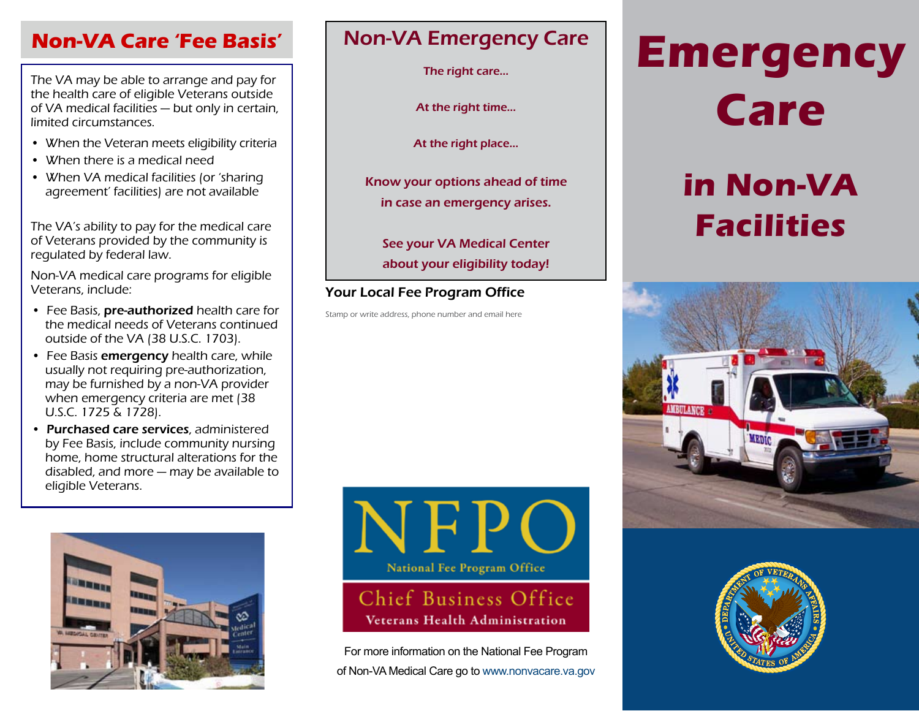## Non-VA Care 'Fee Basis'

The VA may be able to arrange and pay for the health care of eligible Veterans outside of VA medical facilities — but only in certain, limited circumstances.

- When the Veteran meets eligibility criteria
- When there is a medical need
- When VA medical facilities (or 'sharing agreement' facilities) are not available

The VA's ability to pay for the medical care of Veterans provided by the community is regulated by federal law.

Non-VA medical care programs for eligible Veterans, include:

- Fee Basis, **pre-authorized** health care for the medical needs of Veterans continued outside of the VA (38 U.S.C. 1703).
- Fee Basis **emergency** health care, while usually not requiring pre-authorization, may be furnished by a non-VA provider when emergency criteria are met (38 U.S.C. 1725 & 1728).
- **Purchased care services**, administered by Fee Basis, include community nursing home, home structural alterations for the disabled, and more — may be available to eligible Veterans.

## Non-VA Emergency Care

The right care...

At the right time...

At the right place...

Know your options ahead of time in case an emergency arises.

See your VA Medical Center about your eligibility today!

### Your Local Fee Program Office

Stamp or write address, phone number and email here

NFPO
National Fee Program Office

Chief Business Office
Veterans Health Administration

For more information on the National Fee Program of Non-VA Medical Care go to www.nonvacare.va.gov

# Emergency Care

# in Non-VA Facilities